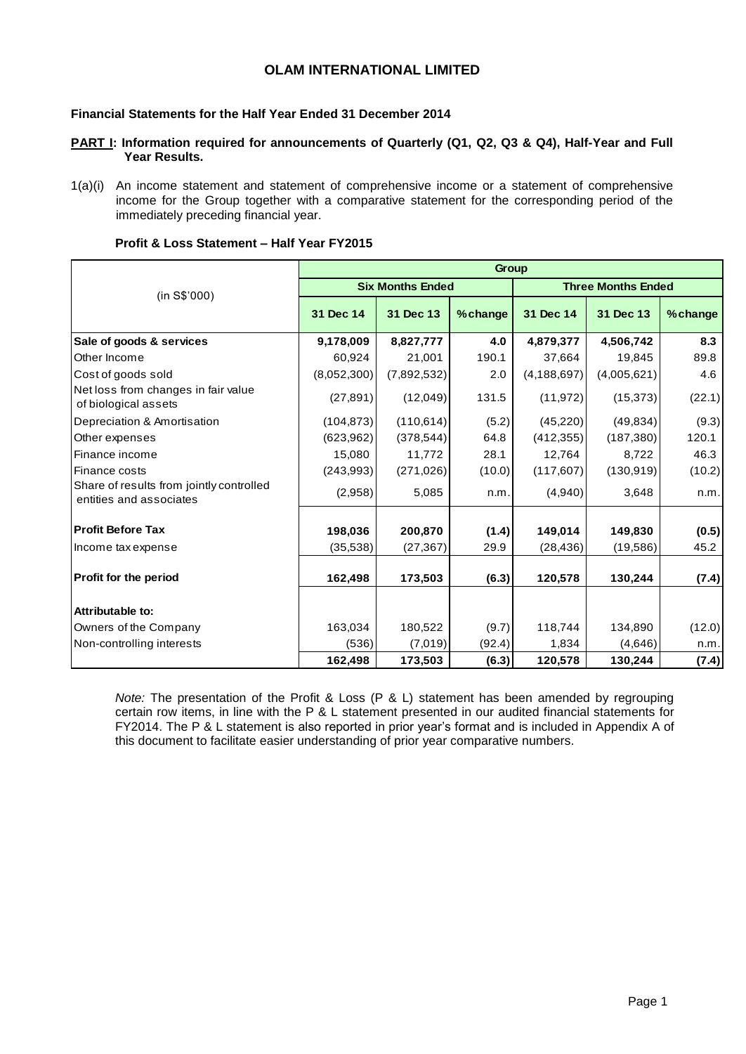# OLAM INTERNATIONAL LIMITED

**Financial Statements for the Half Year Ended 31 December 2014**

**PART I: Information required for announcements of Quarterly (Q1, Q2, Q3 & Q4), Half-Year and Full Year Results.**

1(a)(i) An income statement and statement of comprehensive income or a statement of comprehensive income for the Group together with a comparative statement for the corresponding period of the immediately preceding financial year.

**Profit & Loss Statement – Half Year FY2015**

| (in S$'000) | Group | | | | | |
|---|---|---|---|---|---|---|
| | Six Months Ended | | | Three Months Ended | | |
| | 31 Dec 14 | 31 Dec 13 | % change | 31 Dec 14 | 31 Dec 13 | % change |
| **Sale of goods & services** | **9,178,009** | **8,827,777** | **4.0** | **4,879,377** | **4,506,742** | **8.3** |
| Other Income | 60,924 | 21,001 | 190.1 | 37,664 | 19,845 | 89.8 |
| Cost of goods sold | (8,052,300) | (7,892,532) | 2.0 | (4,188,697) | (4,005,621) | 4.6 |
| Net loss from changes in fair value of biological assets | (27,891) | (12,049) | 131.5 | (11,972) | (15,373) | (22.1) |
| Depreciation & Amortisation | (104,873) | (110,614) | (5.2) | (45,220) | (49,834) | (9.3) |
| Other expenses | (623,962) | (378,544) | 64.8 | (412,355) | (187,380) | 120.1 |
| Finance income | 15,080 | 11,772 | 28.1 | 12,764 | 8,722 | 46.3 |
| Finance costs | (243,993) | (271,026) | (10.0) | (117,607) | (130,919) | (10.2) |
| Share of results from jointly controlled entities and associates | (2,958) | 5,085 | n.m. | (4,940) | 3,648 | n.m. |
| **Profit Before Tax** | **198,036** | **200,870** | **(1.4)** | **149,014** | **149,830** | **(0.5)** |
| Income tax expense | (35,538) | (27,367) | 29.9 | (28,436) | (19,586) | 45.2 |
| **Profit for the period** | **162,498** | **173,503** | **(6.3)** | **120,578** | **130,244** | **(7.4)** |
| **Attributable to:** | | | | | | |
| Owners of the Company | 163,034 | 180,522 | (9.7) | 118,744 | 134,890 | (12.0) |
| Non-controlling interests | (536) | (7,019) | (92.4) | 1,834 | (4,646) | n.m. |
| | **162,498** | **173,503** | **(6.3)** | **120,578** | **130,244** | **(7.4)** |

*Note:* The presentation of the Profit & Loss (P & L) statement has been amended by regrouping certain row items, in line with the P & L statement presented in our audited financial statements for FY2014. The P & L statement is also reported in prior year's format and is included in Appendix A of this document to facilitate easier understanding of prior year comparative numbers.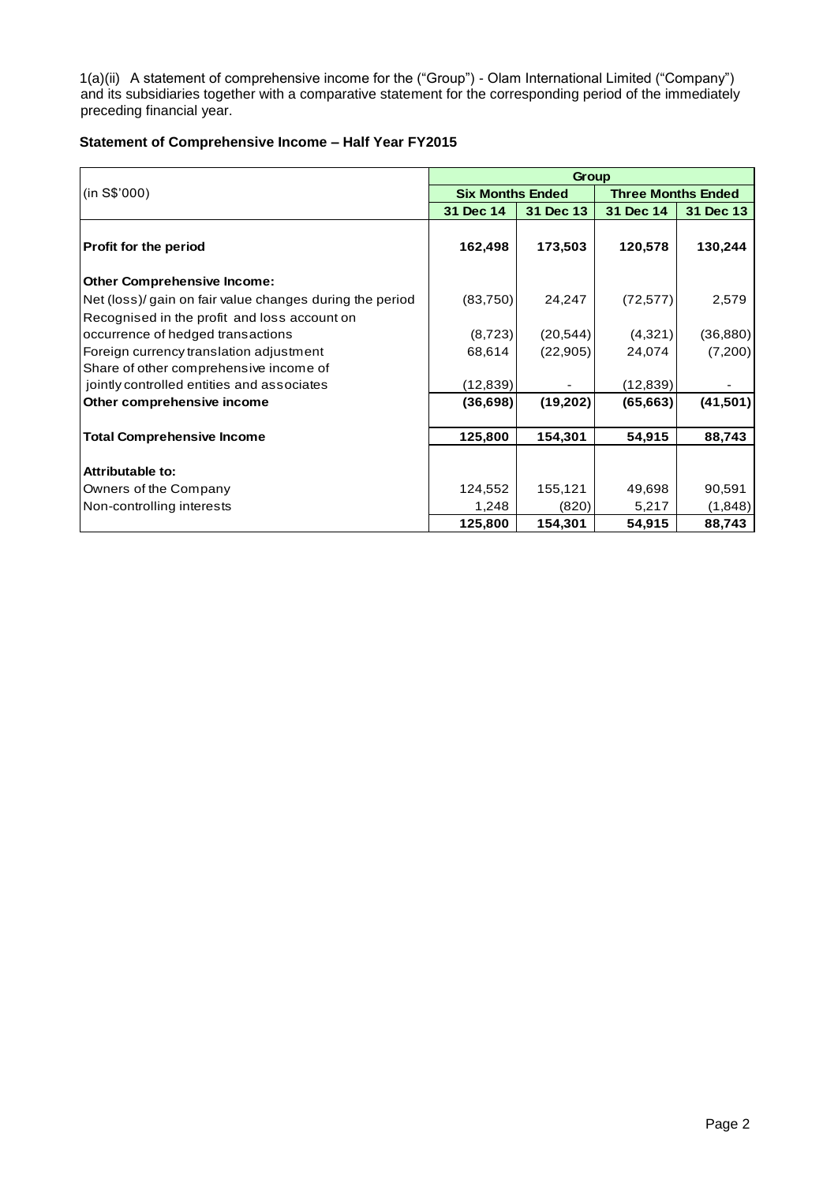1(a)(ii) A statement of comprehensive income for the ("Group") - Olam International Limited ("Company") and its subsidiaries together with a comparative statement for the corresponding period of the immediately preceding financial year.

**Statement of Comprehensive Income – Half Year FY2015**

| (in S$'000) | Group | | | |
|---|---|---|---|---|
| | Six Months Ended | | Three Months Ended | |
| | 31 Dec 14 | 31 Dec 13 | 31 Dec 14 | 31 Dec 13 |
| **Profit for the period** | **162,498** | **173,503** | **120,578** | **130,244** |
| **Other Comprehensive Income:** | | | | |
| Net (loss)/ gain on fair value changes during the period | (83,750) | 24,247 | (72,577) | 2,579 |
| Recognised in the profit and loss account on occurrence of hedged transactions | (8,723) | (20,544) | (4,321) | (36,880) |
| Foreign currency translation adjustment | 68,614 | (22,905) | 24,074 | (7,200) |
| Share of other comprehensive income of jointly controlled entities and associates | (12,839) | - | (12,839) | - |
| **Other comprehensive income** | **(36,698)** | **(19,202)** | **(65,663)** | **(41,501)** |
| **Total Comprehensive Income** | **125,800** | **154,301** | **54,915** | **88,743** |
| **Attributable to:** | | | | |
| Owners of the Company | 124,552 | 155,121 | 49,698 | 90,591 |
| Non-controlling interests | 1,248 | (820) | 5,217 | (1,848) |
| | **125,800** | **154,301** | **54,915** | **88,743** |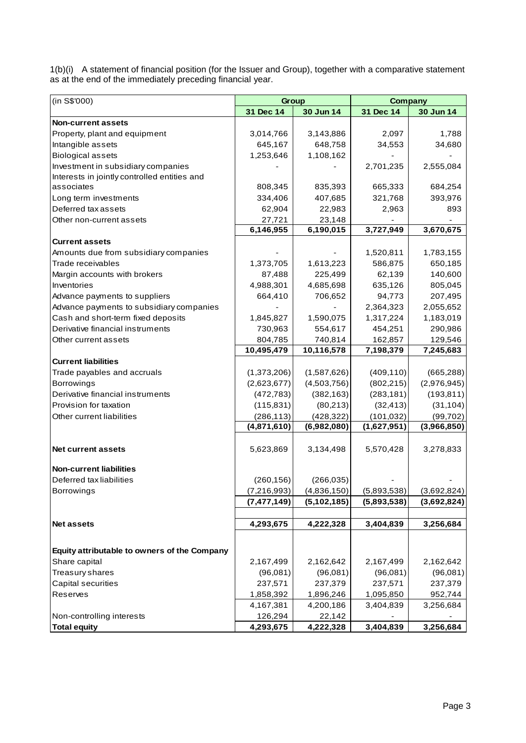1(b)(i) A statement of financial position (for the Issuer and Group), together with a comparative statement as at the end of the immediately preceding financial year.

| (in S$'000) | Group | | Company | |
|---|---|---|---|---|
| | **31 Dec 14** | **30 Jun 14** | **31 Dec 14** | **30 Jun 14** |
| **Non-current assets** | | | | |
| Property, plant and equipment | 3,014,766 | 3,143,886 | 2,097 | 1,788 |
| Intangible assets | 645,167 | 648,758 | 34,553 | 34,680 |
| Biological assets | 1,253,646 | 1,108,162 | - | - |
| Investment in subsidiary companies | - | - | 2,701,235 | 2,555,084 |
| Interests in jointly controlled entities and associates | 808,345 | 835,393 | 665,333 | 684,254 |
| Long term investments | 334,406 | 407,685 | 321,768 | 393,976 |
| Deferred tax assets | 62,904 | 22,983 | 2,963 | 893 |
| Other non-current assets | 27,721 | 23,148 | - | - |
| | **6,146,955** | **6,190,015** | **3,727,949** | **3,670,675** |
| **Current assets** | | | | |
| Amounts due from subsidiary companies | - | - | 1,520,811 | 1,783,155 |
| Trade receivables | 1,373,705 | 1,613,223 | 586,875 | 650,185 |
| Margin accounts with brokers | 87,488 | 225,499 | 62,139 | 140,600 |
| Inventories | 4,988,301 | 4,685,698 | 635,126 | 805,045 |
| Advance payments to suppliers | 664,410 | 706,652 | 94,773 | 207,495 |
| Advance payments to subsidiary companies | - | - | 2,364,323 | 2,055,652 |
| Cash and short-term fixed deposits | 1,845,827 | 1,590,075 | 1,317,224 | 1,183,019 |
| Derivative financial instruments | 730,963 | 554,617 | 454,251 | 290,986 |
| Other current assets | 804,785 | 740,814 | 162,857 | 129,546 |
| | **10,495,479** | **10,116,578** | **7,198,379** | **7,245,683** |
| **Current liabilities** | | | | |
| Trade payables and accruals | (1,373,206) | (1,587,626) | (409,110) | (665,288) |
| Borrowings | (2,623,677) | (4,503,756) | (802,215) | (2,976,945) |
| Derivative financial instruments | (472,783) | (382,163) | (283,181) | (193,811) |
| Provision for taxation | (115,831) | (80,213) | (32,413) | (31,104) |
| Other current liabilities | (286,113) | (428,322) | (101,032) | (99,702) |
| | **(4,871,610)** | **(6,982,080)** | **(1,627,951)** | **(3,966,850)** |
| **Net current assets** | 5,623,869 | 3,134,498 | 5,570,428 | 3,278,833 |
| **Non-current liabilities** | | | | |
| Deferred tax liabilities | (260,156) | (266,035) | - | - |
| Borrowings | (7,216,993) | (4,836,150) | (5,893,538) | (3,692,824) |
| | **(7,477,149)** | **(5,102,185)** | **(5,893,538)** | **(3,692,824)** |
| **Net assets** | **4,293,675** | **4,222,328** | **3,404,839** | **3,256,684** |
| **Equity attributable to owners of the Company** | | | | |
| Share capital | 2,167,499 | 2,162,642 | 2,167,499 | 2,162,642 |
| Treasury shares | (96,081) | (96,081) | (96,081) | (96,081) |
| Capital securities | 237,571 | 237,379 | 237,571 | 237,379 |
| Reserves | 1,858,392 | 1,896,246 | 1,095,850 | 952,744 |
| | 4,167,381 | 4,200,186 | 3,404,839 | 3,256,684 |
| Non-controlling interests | 126,294 | 22,142 | - | - |
| **Total equity** | **4,293,675** | **4,222,328** | **3,404,839** | **3,256,684** |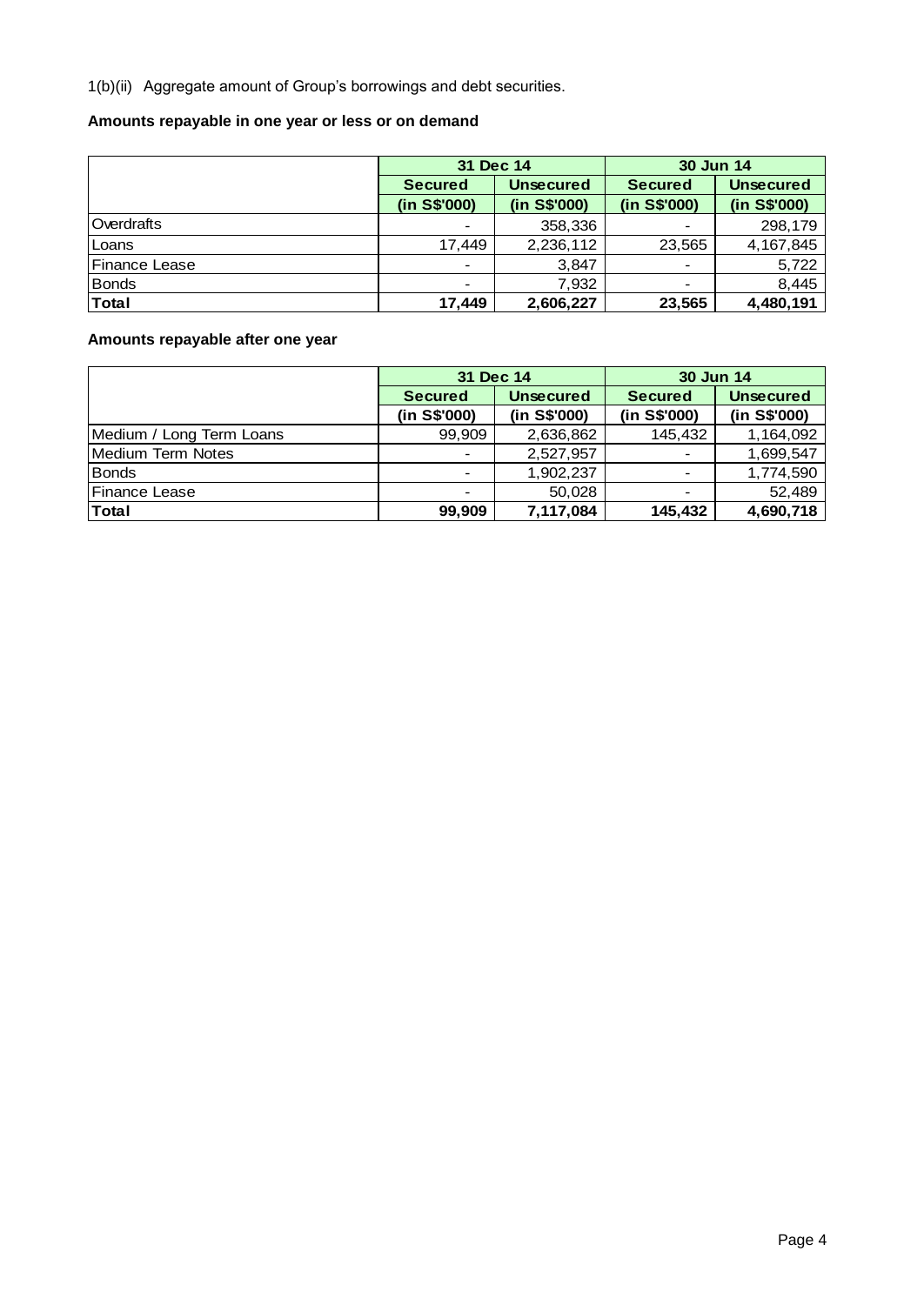1(b)(ii) Aggregate amount of Group's borrowings and debt securities.

**Amounts repayable in one year or less or on demand**

| | 31 Dec 14 | | 30 Jun 14 | |
|---|---|---|---|---|
| | **Secured (in S$'000)** | **Unsecured (in S$'000)** | **Secured (in S$'000)** | **Unsecured (in S$'000)** |
| Overdrafts | - | 358,336 | - | 298,179 |
| Loans | 17,449 | 2,236,112 | 23,565 | 4,167,845 |
| Finance Lease | - | 3,847 | - | 5,722 |
| Bonds | - | 7,932 | - | 8,445 |
| **Total** | **17,449** | **2,606,227** | **23,565** | **4,480,191** |

**Amounts repayable after one year**

| | 31 Dec 14 | | 30 Jun 14 | |
|---|---|---|---|---|
| | **Secured (in S$'000)** | **Unsecured (in S$'000)** | **Secured (in S$'000)** | **Unsecured (in S$'000)** |
| Medium / Long Term Loans | 99,909 | 2,636,862 | 145,432 | 1,164,092 |
| Medium Term Notes | - | 2,527,957 | - | 1,699,547 |
| Bonds | - | 1,902,237 | - | 1,774,590 |
| Finance Lease | - | 50,028 | - | 52,489 |
| **Total** | **99,909** | **7,117,084** | **145,432** | **4,690,718** |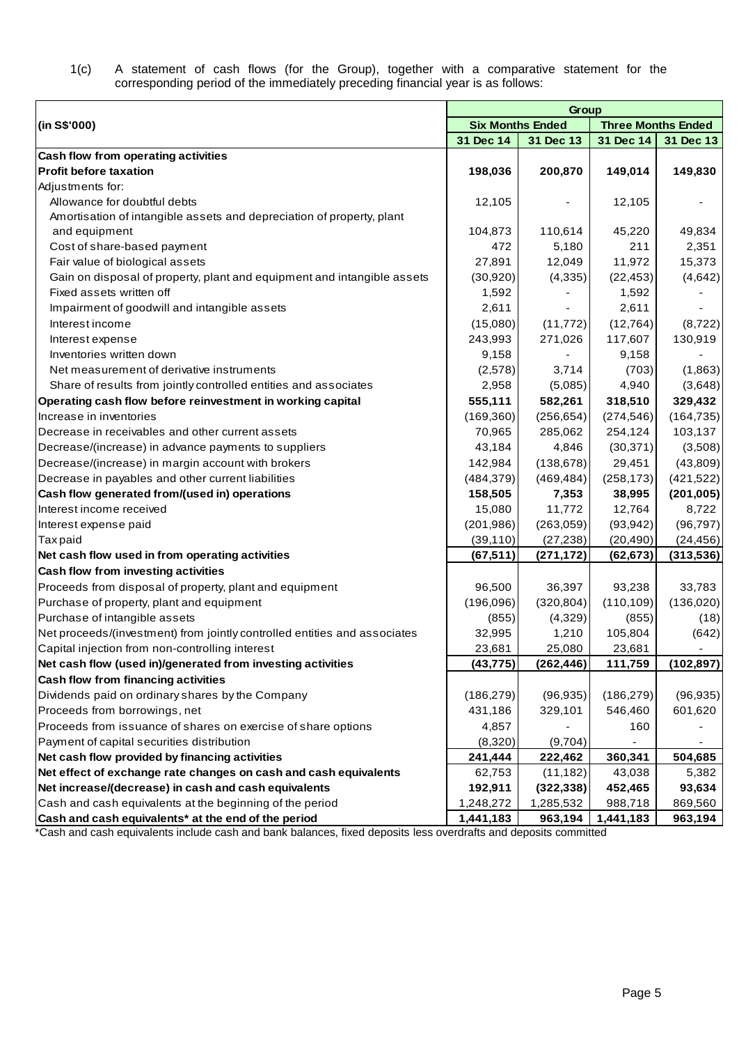1(c) A statement of cash flows (for the Group), together with a comparative statement for the corresponding period of the immediately preceding financial year is as follows:

| (in S$'000) | Group | | | |
|---|---|---|---|---|
| | Six Months Ended | | Three Months Ended | |
| | 31 Dec 14 | 31 Dec 13 | 31 Dec 14 | 31 Dec 13 |
| **Cash flow from operating activities** | | | | |
| **Profit before taxation** | **198,036** | **200,870** | **149,014** | **149,830** |
| Adjustments for: | | | | |
| Allowance for doubtful debts | 12,105 | - | 12,105 | - |
| Amortisation of intangible assets and depreciation of property, plant and equipment | 104,873 | 110,614 | 45,220 | 49,834 |
| Cost of share-based payment | 472 | 5,180 | 211 | 2,351 |
| Fair value of biological assets | 27,891 | 12,049 | 11,972 | 15,373 |
| Gain on disposal of property, plant and equipment and intangible assets | (30,920) | (4,335) | (22,453) | (4,642) |
| Fixed assets written off | 1,592 | - | 1,592 | - |
| Impairment of goodwill and intangible assets | 2,611 | - | 2,611 | - |
| Interest income | (15,080) | (11,772) | (12,764) | (8,722) |
| Interest expense | 243,993 | 271,026 | 117,607 | 130,919 |
| Inventories written down | 9,158 | - | 9,158 | - |
| Net measurement of derivative instruments | (2,578) | 3,714 | (703) | (1,863) |
| Share of results from jointly controlled entities and associates | 2,958 | (5,085) | 4,940 | (3,648) |
| **Operating cash flow before reinvestment in working capital** | **555,111** | **582,261** | **318,510** | **329,432** |
| Increase in inventories | (169,360) | (256,654) | (274,546) | (164,735) |
| Decrease in receivables and other current assets | 70,965 | 285,062 | 254,124 | 103,137 |
| Decrease/(increase) in advance payments to suppliers | 43,184 | 4,846 | (30,371) | (3,508) |
| Decrease/(increase) in margin account with brokers | 142,984 | (138,678) | 29,451 | (43,809) |
| Decrease in payables and other current liabilities | (484,379) | (469,484) | (258,173) | (421,522) |
| **Cash flow generated from/(used in) operations** | **158,505** | **7,353** | **38,995** | **(201,005)** |
| Interest income received | 15,080 | 11,772 | 12,764 | 8,722 |
| Interest expense paid | (201,986) | (263,059) | (93,942) | (96,797) |
| Tax paid | (39,110) | (27,238) | (20,490) | (24,456) |
| **Net cash flow used in from operating activities** | **(67,511)** | **(271,172)** | **(62,673)** | **(313,536)** |
| **Cash flow from investing activities** | | | | |
| Proceeds from disposal of property, plant and equipment | 96,500 | 36,397 | 93,238 | 33,783 |
| Purchase of property, plant and equipment | (196,096) | (320,804) | (110,109) | (136,020) |
| Purchase of intangible assets | (855) | (4,329) | (855) | (18) |
| Net proceeds/(investment) from jointly controlled entities and associates | 32,995 | 1,210 | 105,804 | (642) |
| Capital injection from non-controlling interest | 23,681 | 25,080 | 23,681 | - |
| **Net cash flow (used in)/generated from investing activities** | **(43,775)** | **(262,446)** | **111,759** | **(102,897)** |
| **Cash flow from financing activities** | | | | |
| Dividends paid on ordinary shares by the Company | (186,279) | (96,935) | (186,279) | (96,935) |
| Proceeds from borrowings, net | 431,186 | 329,101 | 546,460 | 601,620 |
| Proceeds from issuance of shares on exercise of share options | 4,857 | - | 160 | - |
| Payment of capital securities distribution | (8,320) | (9,704) | - | - |
| **Net cash flow provided by financing activities** | **241,444** | **222,462** | **360,341** | **504,685** |
| **Net effect of exchange rate changes on cash and cash equivalents** | 62,753 | (11,182) | 43,038 | 5,382 |
| **Net increase/(decrease) in cash and cash equivalents** | **192,911** | **(322,338)** | **452,465** | **93,634** |
| Cash and cash equivalents at the beginning of the period | 1,248,272 | 1,285,532 | 988,718 | 869,560 |
| **Cash and cash equivalents* at the end of the period** | **1,441,183** | **963,194** | **1,441,183** | **963,194** |

*Cash and cash equivalents include cash and bank balances, fixed deposits less overdrafts and deposits committed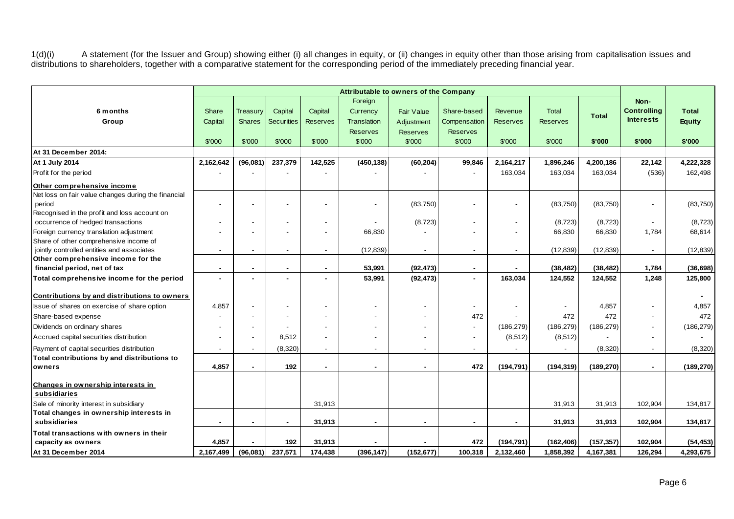1(d)(i) A statement (for the Issuer and Group) showing either (i) all changes in equity, or (ii) changes in equity other than those arising from capitalisation issues and distributions to shareholders, together with a comparative statement for the corresponding period of the immediately preceding financial year.

| 6 months Group | Attributable to owners of the Company | | | | | | | | | | Non-Controlling Interests | Total Equity |
|---|---|---|---|---|---|---|---|---|---|---|---|---|
| | Share Capital | Treasury Shares | Capital Securities | Capital Reserves | Foreign Currency Translation Reserves | Fair Value Adjustment Reserves | Share-based Compensation Reserves | Revenue Reserves | Total Reserves | Total | | |
| | $'000 | $'000 | $'000 | $'000 | $'000 | $'000 | $'000 | $'000 | $'000 | $'000 | $'000 | $'000 |
| **At 31 December 2014:** | | | | | | | | | | | | |
| **At 1 July 2014** | **2,162,642** | **(96,081)** | **237,379** | **142,525** | **(450,138)** | **(60,204)** | **99,846** | **2,164,217** | **1,896,246** | **4,200,186** | **22,142** | **4,222,328** |
| Profit for the period | - | - | - | - | - | - | - | 163,034 | 163,034 | 163,034 | (536) | 162,498 |
| **Other comprehensive income** | | | | | | | | | | | | |
| Net loss on fair value changes during the financial period | - | - | - | - | - | (83,750) | - | - | (83,750) | (83,750) | - | (83,750) |
| Recognised in the profit and loss account on occurrence of hedged transactions | - | - | - | - | - | (8,723) | - | - | (8,723) | (8,723) | - | (8,723) |
| Foreign currency translation adjustment | - | - | - | - | 66,830 | - | - | - | 66,830 | 66,830 | 1,784 | 68,614 |
| Share of other comprehensive income of jointly controlled entities and associates | - | - | - | - | (12,839) | - | - | - | (12,839) | (12,839) | - | (12,839) |
| **Other comprehensive income for the financial period, net of tax** | **-** | **-** | **-** | **-** | **53,991** | **(92,473)** | **-** | **-** | **(38,482)** | **(38,482)** | **1,784** | **(36,698)** |
| **Total comprehensive income for the period** | **-** | **-** | **-** | **-** | **53,991** | **(92,473)** | **-** | **163,034** | **124,552** | **124,552** | **1,248** | **125,800** |
| **Contributions by and distributions to owners** | | | | | | | | | | | | - |
| Issue of shares on exercise of share option | 4,857 | - | - | - | - | - | - | - | - | 4,857 | - | 4,857 |
| Share-based expense | - | - | - | - | - | - | 472 | - | 472 | 472 | - | 472 |
| Dividends on ordinary shares | - | - | - | - | - | - | - | (186,279) | (186,279) | (186,279) | - | (186,279) |
| Accrued capital securities distribution | - | - | 8,512 | - | - | - | - | (8,512) | (8,512) | - | - | - |
| Payment of capital securities distribution | - | - | (8,320) | - | - | - | - | - | - | (8,320) | - | (8,320) |
| **Total contributions by and distributions to owners** | **4,857** | **-** | **192** | **-** | **-** | **-** | **472** | **(194,791)** | **(194,319)** | **(189,270)** | **-** | **(189,270)** |
| **Changes in ownership interests in subsidiaries** | | | | | | | | | | | | |
| Sale of minority interest in subsidiary | | | | 31,913 | | | | | 31,913 | 31,913 | 102,904 | 134,817 |
| **Total changes in ownership interests in subsidiaries** | **-** | **-** | **-** | **31,913** | **-** | **-** | **-** | **-** | **31,913** | **31,913** | **102,904** | **134,817** |
| **Total transactions with owners in their capacity as owners** | **4,857** | **-** | **192** | **31,913** | **-** | **-** | **472** | **(194,791)** | **(162,406)** | **(157,357)** | **102,904** | **(54,453)** |
| **At 31 December 2014** | **2,167,499** | **(96,081)** | **237,571** | **174,438** | **(396,147)** | **(152,677)** | **100,318** | **2,132,460** | **1,858,392** | **4,167,381** | **126,294** | **4,293,675** |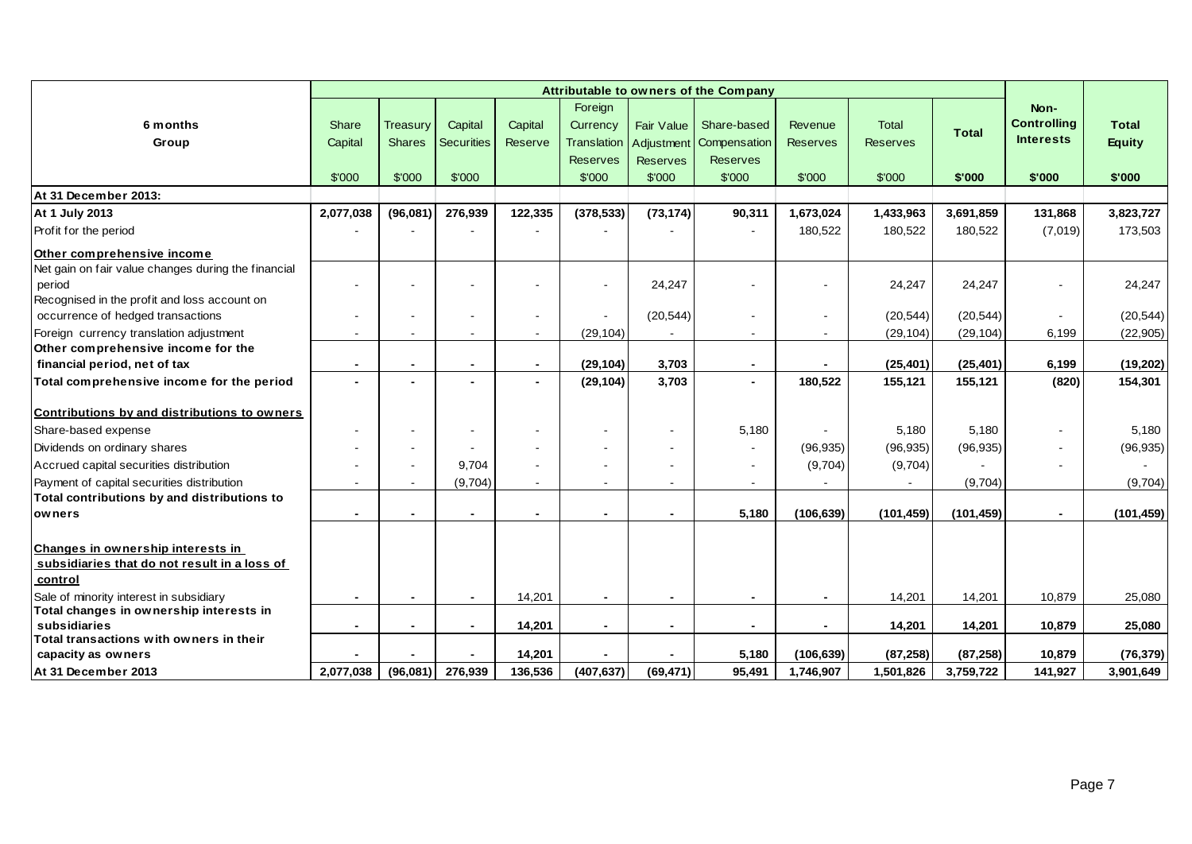| 6 months Group | Attributable to owners of the Company | | | | | | | | | | Non-Controlling Interests | Total Equity |
|---|---|---|---|---|---|---|---|---|---|---|---|---|
| | Share Capital | Treasury Shares | Capital Securities | Capital Reserve | Foreign Currency Translation Reserves | Fair Value Adjustment Reserves | Share-based Compensation Reserves | Revenue Reserves | Total Reserves | Total | | |
| | $'000 | $'000 | $'000 | | $'000 | $'000 | $'000 | $'000 | $'000 | $'000 | $'000 | $'000 |
| **At 31 December 2013:** | | | | | | | | | | | | |
| **At 1 July 2013** | **2,077,038** | **(96,081)** | **276,939** | **122,335** | **(378,533)** | **(73,174)** | **90,311** | **1,673,024** | **1,433,963** | **3,691,859** | **131,868** | **3,823,727** |
| Profit for the period | - | - | - | - | - | - | - | 180,522 | 180,522 | 180,522 | (7,019) | 173,503 |
| **Other comprehensive income** | | | | | | | | | | | | |
| Net gain on fair value changes during the financial period | - | - | - | - | - | 24,247 | - | - | 24,247 | 24,247 | - | 24,247 |
| Recognised in the profit and loss account on occurrence of hedged transactions | - | - | - | - | - | (20,544) | - | - | (20,544) | (20,544) | - | (20,544) |
| Foreign currency translation adjustment | - | - | - | - | (29,104) | - | - | - | (29,104) | (29,104) | 6,199 | (22,905) |
| **Other comprehensive income for the financial period, net of tax** | **-** | **-** | **-** | **-** | **(29,104)** | **3,703** | **-** | **-** | **(25,401)** | **(25,401)** | **6,199** | **(19,202)** |
| **Total comprehensive income for the period** | **-** | **-** | **-** | **-** | **(29,104)** | **3,703** | **-** | **180,522** | **155,121** | **155,121** | **(820)** | **154,301** |
| **Contributions by and distributions to owners** | | | | | | | | | | | | |
| Share-based expense | - | - | - | - | - | - | 5,180 | - | 5,180 | 5,180 | - | 5,180 |
| Dividends on ordinary shares | - | - | - | - | - | - | - | (96,935) | (96,935) | (96,935) | - | (96,935) |
| Accrued capital securities distribution | - | - | 9,704 | - | - | - | - | (9,704) | (9,704) | - | - | - |
| Payment of capital securities distribution | - | - | (9,704) | - | - | - | - | - | - | (9,704) | | (9,704) |
| **Total contributions by and distributions to owners** | **-** | **-** | **-** | **-** | **-** | **-** | **5,180** | **(106,639)** | **(101,459)** | **(101,459)** | **-** | **(101,459)** |
| **Changes in ownership interests in subsidiaries that do not result in a loss of control** | | | | | | | | | | | | |
| Sale of minority interest in subsidiary | - | - | - | 14,201 | - | - | - | - | 14,201 | 14,201 | 10,879 | 25,080 |
| **Total changes in ownership interests in subsidiaries** | **-** | **-** | **-** | **14,201** | **-** | **-** | **-** | **-** | **14,201** | **14,201** | **10,879** | **25,080** |
| **Total transactions with owners in their capacity as owners** | **-** | **-** | **-** | **14,201** | **-** | **-** | **5,180** | **(106,639)** | **(87,258)** | **(87,258)** | **10,879** | **(76,379)** |
| **At 31 December 2013** | **2,077,038** | **(96,081)** | **276,939** | **136,536** | **(407,637)** | **(69,471)** | **95,491** | **1,746,907** | **1,501,826** | **3,759,722** | **141,927** | **3,901,649** |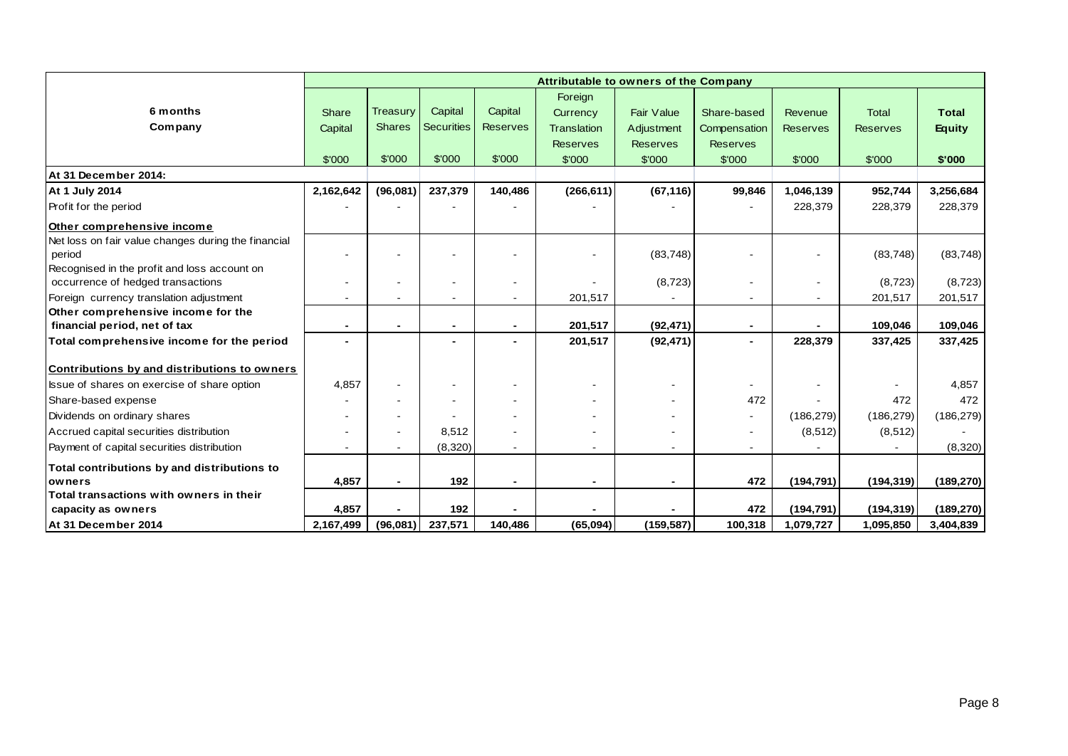| 6 months Company | Attributable to owners of the Company | | | | | | | | | |
|---|---|---|---|---|---|---|---|---|---|---|
| | Share Capital | Treasury Shares | Capital Securities | Capital Reserves | Foreign Currency Translation Reserves | Fair Value Adjustment Reserves | Share-based Compensation Reserves | Revenue Reserves | Total Reserves | **Total Equity** |
| | $'000 | $'000 | $'000 | $'000 | $'000 | $'000 | $'000 | $'000 | $'000 | **$'000** |
| **At 31 December 2014:** | | | | | | | | | | |
| **At 1 July 2014** | **2,162,642** | **(96,081)** | **237,379** | **140,486** | **(266,611)** | **(67,116)** | **99,846** | **1,046,139** | **952,744** | **3,256,684** |
| Profit for the period | - | - | - | - | - | - | - | 228,379 | 228,379 | 228,379 |
| **Other comprehensive income** | | | | | | | | | | |
| Net loss on fair value changes during the financial period | - | - | - | - | - | (83,748) | - | - | (83,748) | (83,748) |
| Recognised in the profit and loss account on occurrence of hedged transactions | - | - | - | - | - | (8,723) | - | - | (8,723) | (8,723) |
| Foreign currency translation adjustment | - | - | - | - | 201,517 | - | - | - | 201,517 | 201,517 |
| **Other comprehensive income for the financial period, net of tax** | **-** | **-** | **-** | **-** | **201,517** | **(92,471)** | **-** | **-** | **109,046** | **109,046** |
| **Total comprehensive income for the period** | **-** | | **-** | **-** | **201,517** | **(92,471)** | **-** | **228,379** | **337,425** | **337,425** |
| **Contributions by and distributions to owners** | | | | | | | | | | |
| Issue of shares on exercise of share option | 4,857 | - | - | - | - | - | - | - | - | 4,857 |
| Share-based expense | - | - | - | - | - | - | 472 | - | 472 | 472 |
| Dividends on ordinary shares | - | - | - | - | - | - | - | (186,279) | (186,279) | (186,279) |
| Accrued capital securities distribution | - | - | 8,512 | - | - | - | - | (8,512) | (8,512) | - |
| Payment of capital securities distribution | - | - | (8,320) | - | - | - | - | - | - | (8,320) |
| **Total contributions by and distributions to owners** | **4,857** | **-** | **192** | **-** | **-** | **-** | **472** | **(194,791)** | **(194,319)** | **(189,270)** |
| **Total transactions with owners in their capacity as owners** | **4,857** | **-** | **192** | **-** | **-** | **-** | **472** | **(194,791)** | **(194,319)** | **(189,270)** |
| **At 31 December 2014** | **2,167,499** | **(96,081)** | **237,571** | **140,486** | **(65,094)** | **(159,587)** | **100,318** | **1,079,727** | **1,095,850** | **3,404,839** |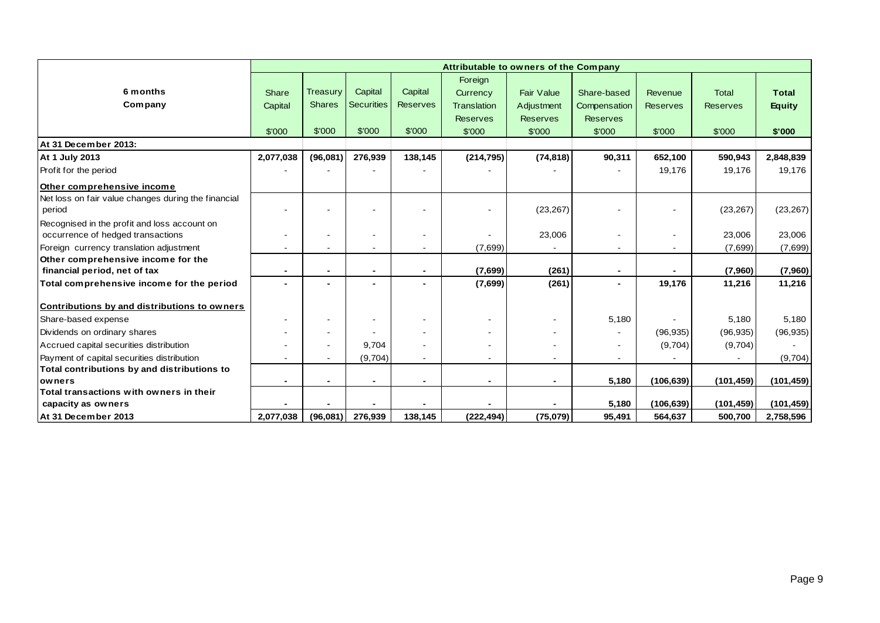| 6 months<br>Company | Attributable to owners of the Company | | | | | | | | | |
|---|---|---|---|---|---|---|---|---|---|---|
| | Share Capital | Treasury Shares | Capital Securities | Capital Reserves | Foreign Currency Translation Reserves | Fair Value Adjustment Reserves | Share-based Compensation Reserves | Revenue Reserves | Total Reserves | **Total Equity** |
| | $'000 | $'000 | $'000 | $'000 | $'000 | $'000 | $'000 | $'000 | $'000 | **$'000** |
| **At 31 December 2013:** | | | | | | | | | | |
| **At 1 July 2013** | **2,077,038** | **(96,081)** | **276,939** | **138,145** | **(214,795)** | **(74,818)** | **90,311** | **652,100** | **590,943** | **2,848,839** |
| Profit for the period | - | - | - | - | - | - | - | 19,176 | 19,176 | 19,176 |
| **Other comprehensive income** | | | | | | | | | | |
| Net loss on fair value changes during the financial period | - | - | - | - | - | (23,267) | - | - | (23,267) | (23,267) |
| Recognised in the profit and loss account on occurrence of hedged transactions | - | - | - | - | - | 23,006 | - | - | 23,006 | 23,006 |
| Foreign currency translation adjustment | - | - | - | - | (7,699) | - | - | - | (7,699) | (7,699) |
| **Other comprehensive income for the financial period, net of tax** | **-** | **-** | **-** | **-** | **(7,699)** | **(261)** | **-** | **-** | **(7,960)** | **(7,960)** |
| **Total comprehensive income for the period** | **-** | **-** | **-** | **-** | **(7,699)** | **(261)** | **-** | **19,176** | **11,216** | **11,216** |
| **Contributions by and distributions to owners** | | | | | | | | | | |
| Share-based expense | - | - | - | - | - | - | 5,180 | - | 5,180 | 5,180 |
| Dividends on ordinary shares | - | - | - | - | - | - | - | (96,935) | (96,935) | (96,935) |
| Accrued capital securities distribution | - | - | 9,704 | - | - | - | - | (9,704) | (9,704) | - |
| Payment of capital securities distribution | - | - | (9,704) | - | - | - | - | - | - | (9,704) |
| **Total contributions by and distributions to owners** | **-** | **-** | **-** | **-** | **-** | **-** | **5,180** | **(106,639)** | **(101,459)** | **(101,459)** |
| **Total transactions with owners in their capacity as owners** | **-** | **-** | **-** | **-** | **-** | **-** | **5,180** | **(106,639)** | **(101,459)** | **(101,459)** |
| **At 31 December 2013** | **2,077,038** | **(96,081)** | **276,939** | **138,145** | **(222,494)** | **(75,079)** | **95,491** | **564,637** | **500,700** | **2,758,596** |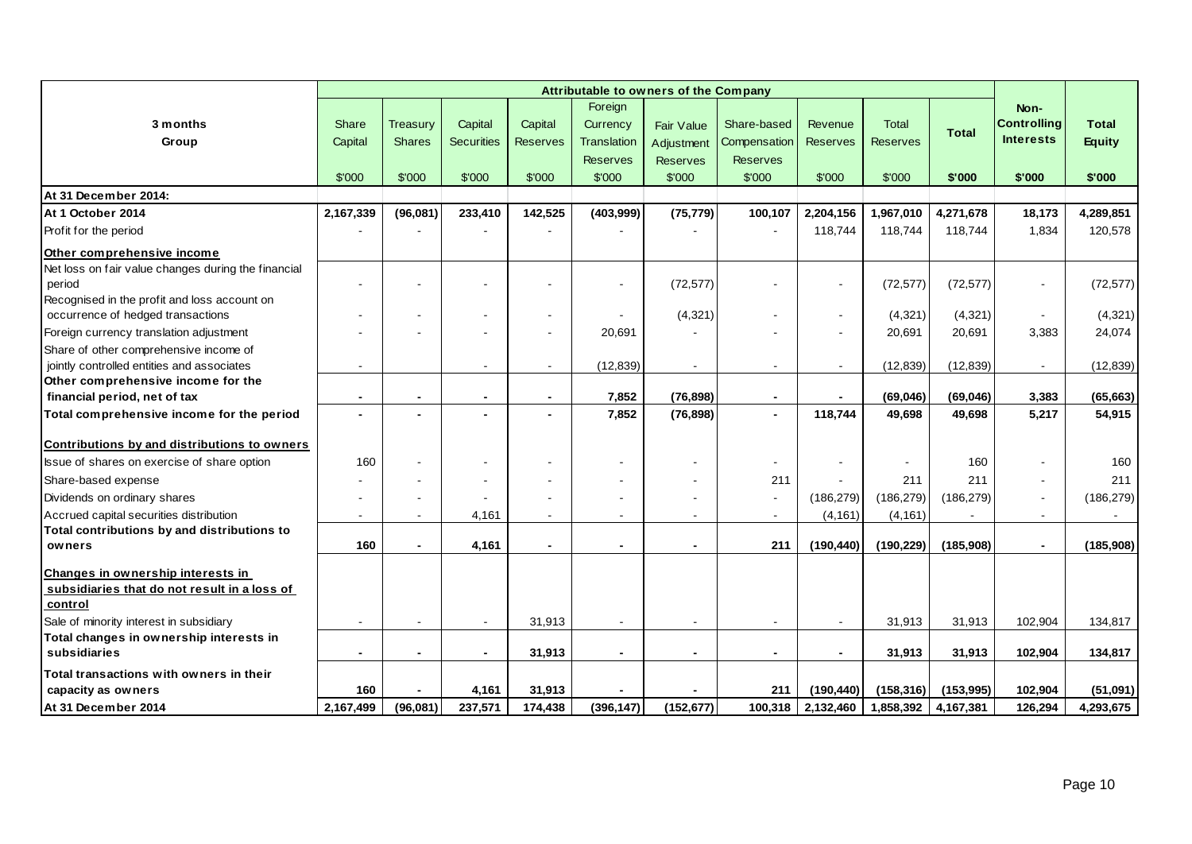| 3 months<br>Group | Attributable to owners of the Company | | | | | | | | | | Non-Controlling Interests | Total Equity |
|---|---|---|---|---|---|---|---|---|---|---|---|---|
| | Share Capital | Treasury Shares | Capital Securities | Capital Reserves | Foreign Currency Translation Reserves | Fair Value Adjustment Reserves | Share-based Compensation Reserves | Revenue Reserves | Total Reserves | Total | | |
| | $'000 | $'000 | $'000 | $'000 | $'000 | $'000 | $'000 | $'000 | $'000 | $'000 | $'000 | $'000 |
| **At 31 December 2014:** | | | | | | | | | | | | |
| **At 1 October 2014** | **2,167,339** | **(96,081)** | **233,410** | **142,525** | **(403,999)** | **(75,779)** | **100,107** | **2,204,156** | **1,967,010** | **4,271,678** | **18,173** | **4,289,851** |
| Profit for the period | - | - | - | - | - | - | - | 118,744 | 118,744 | 118,744 | 1,834 | 120,578 |
| **Other comprehensive income** | | | | | | | | | | | | |
| Net loss on fair value changes during the financial period | - | - | - | - | - | (72,577) | - | - | (72,577) | (72,577) | - | (72,577) |
| Recognised in the profit and loss account on occurrence of hedged transactions | - | - | - | - | - | (4,321) | - | - | (4,321) | (4,321) | - | (4,321) |
| Foreign currency translation adjustment | - | - | - | - | 20,691 | - | - | - | 20,691 | 20,691 | 3,383 | 24,074 |
| Share of other comprehensive income of jointly controlled entities and associates | - | | - | - | (12,839) | - | - | - | (12,839) | (12,839) | - | (12,839) |
| **Other comprehensive income for the financial period, net of tax** | **-** | **-** | **-** | **-** | **7,852** | **(76,898)** | **-** | **-** | **(69,046)** | **(69,046)** | **3,383** | **(65,663)** |
| **Total comprehensive income for the period** | **-** | **-** | **-** | **-** | **7,852** | **(76,898)** | **-** | **118,744** | **49,698** | **49,698** | **5,217** | **54,915** |
| **Contributions by and distributions to owners** | | | | | | | | | | | | |
| Issue of shares on exercise of share option | 160 | - | - | - | - | - | - | - | - | 160 | - | 160 |
| Share-based expense | - | - | - | - | - | - | 211 | - | 211 | 211 | - | 211 |
| Dividends on ordinary shares | - | - | - | - | - | - | - | (186,279) | (186,279) | (186,279) | - | (186,279) |
| Accrued capital securities distribution | - | - | 4,161 | - | - | - | - | (4,161) | (4,161) | - | - | - |
| **Total contributions by and distributions to owners** | **160** | **-** | **4,161** | **-** | **-** | **-** | **211** | **(190,440)** | **(190,229)** | **(185,908)** | **-** | **(185,908)** |
| **Changes in ownership interests in subsidiaries that do not result in a loss of control** | | | | | | | | | | | | |
| Sale of minority interest in subsidiary | - | - | - | 31,913 | - | - | - | - | 31,913 | 31,913 | 102,904 | 134,817 |
| **Total changes in ownership interests in subsidiaries** | **-** | **-** | **-** | **31,913** | **-** | **-** | **-** | **-** | **31,913** | **31,913** | **102,904** | **134,817** |
| **Total transactions with owners in their capacity as owners** | **160** | **-** | **4,161** | **31,913** | **-** | **-** | **211** | **(190,440)** | **(158,316)** | **(153,995)** | **102,904** | **(51,091)** |
| **At 31 December 2014** | **2,167,499** | **(96,081)** | **237,571** | **174,438** | **(396,147)** | **(152,677)** | **100,318** | **2,132,460** | **1,858,392** | **4,167,381** | **126,294** | **4,293,675** |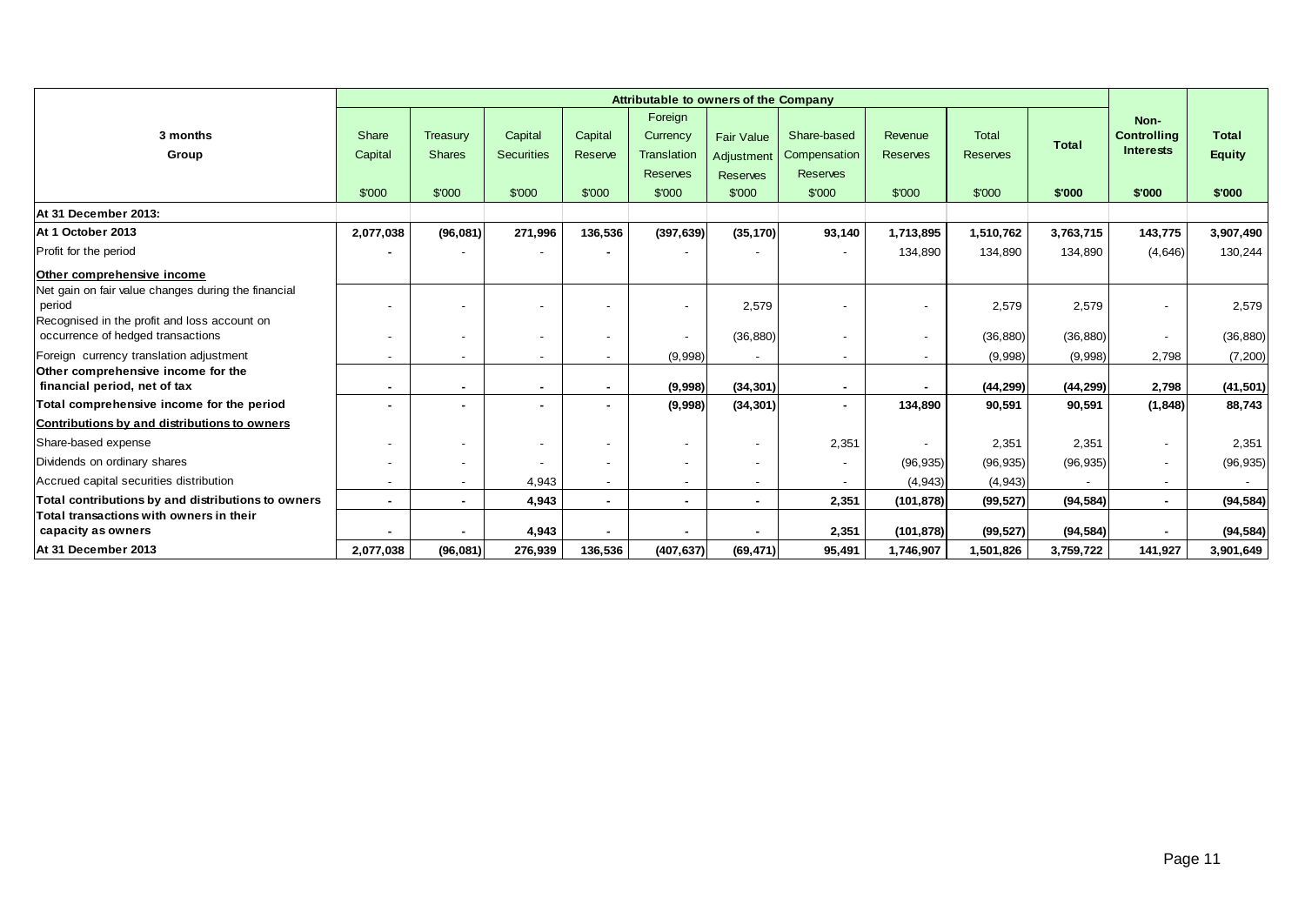| 3 months<br>Group | Attributable to owners of the Company | | | | | | | | | | Non-Controlling Interests | Total Equity |
|---|---|---|---|---|---|---|---|---|---|---|---|---|
| | Share Capital | Treasury Shares | Capital Securities | Capital Reserve | Foreign Currency Translation Reserves | Fair Value Adjustment Reserves | Share-based Compensation Reserves | Revenue Reserves | Total Reserves | Total | | |
| | $'000 | $'000 | $'000 | $'000 | $'000 | $'000 | $'000 | $'000 | $'000 | $'000 | $'000 | $'000 |
| **At 31 December 2013:** | | | | | | | | | | | | |
| **At 1 October 2013** | **2,077,038** | **(96,081)** | **271,996** | **136,536** | **(397,639)** | **(35,170)** | **93,140** | **1,713,895** | **1,510,762** | **3,763,715** | **143,775** | **3,907,490** |
| Profit for the period | **-** | - | - | **-** | - | - | - | 134,890 | 134,890 | 134,890 | (4,646) | 130,244 |
| **Other comprehensive income** | | | | | | | | | | | | |
| Net gain on fair value changes during the financial period | - | - | - | - | - | 2,579 | - | - | 2,579 | 2,579 | - | 2,579 |
| Recognised in the profit and loss account on occurrence of hedged transactions | - | - | - | - | - | (36,880) | - | - | (36,880) | (36,880) | - | (36,880) |
| Foreign currency translation adjustment | - | - | - | - | (9,998) | - | - | - | (9,998) | (9,998) | 2,798 | (7,200) |
| **Other comprehensive income for the financial period, net of tax** | **-** | **-** | **-** | **-** | **(9,998)** | **(34,301)** | **-** | **-** | **(44,299)** | **(44,299)** | **2,798** | **(41,501)** |
| **Total comprehensive income for the period** | **-** | **-** | **-** | **-** | **(9,998)** | **(34,301)** | **-** | **134,890** | **90,591** | **90,591** | **(1,848)** | **88,743** |
| **Contributions by and distributions to owners** | | | | | | | | | | | | |
| Share-based expense | - | - | - | - | - | - | 2,351 | - | 2,351 | 2,351 | - | 2,351 |
| Dividends on ordinary shares | - | - | - | - | - | - | - | (96,935) | (96,935) | (96,935) | - | (96,935) |
| Accrued capital securities distribution | - | - | 4,943 | - | - | - | - | (4,943) | (4,943) | - | - | - |
| **Total contributions by and distributions to owners** | **-** | **-** | **4,943** | **-** | **-** | **-** | **2,351** | **(101,878)** | **(99,527)** | **(94,584)** | **-** | **(94,584)** |
| **Total transactions with owners in their capacity as owners** | **-** | **-** | **4,943** | **-** | **-** | **-** | **2,351** | **(101,878)** | **(99,527)** | **(94,584)** | **-** | **(94,584)** |
| **At 31 December 2013** | **2,077,038** | **(96,081)** | **276,939** | **136,536** | **(407,637)** | **(69,471)** | **95,491** | **1,746,907** | **1,501,826** | **3,759,722** | **141,927** | **3,901,649** |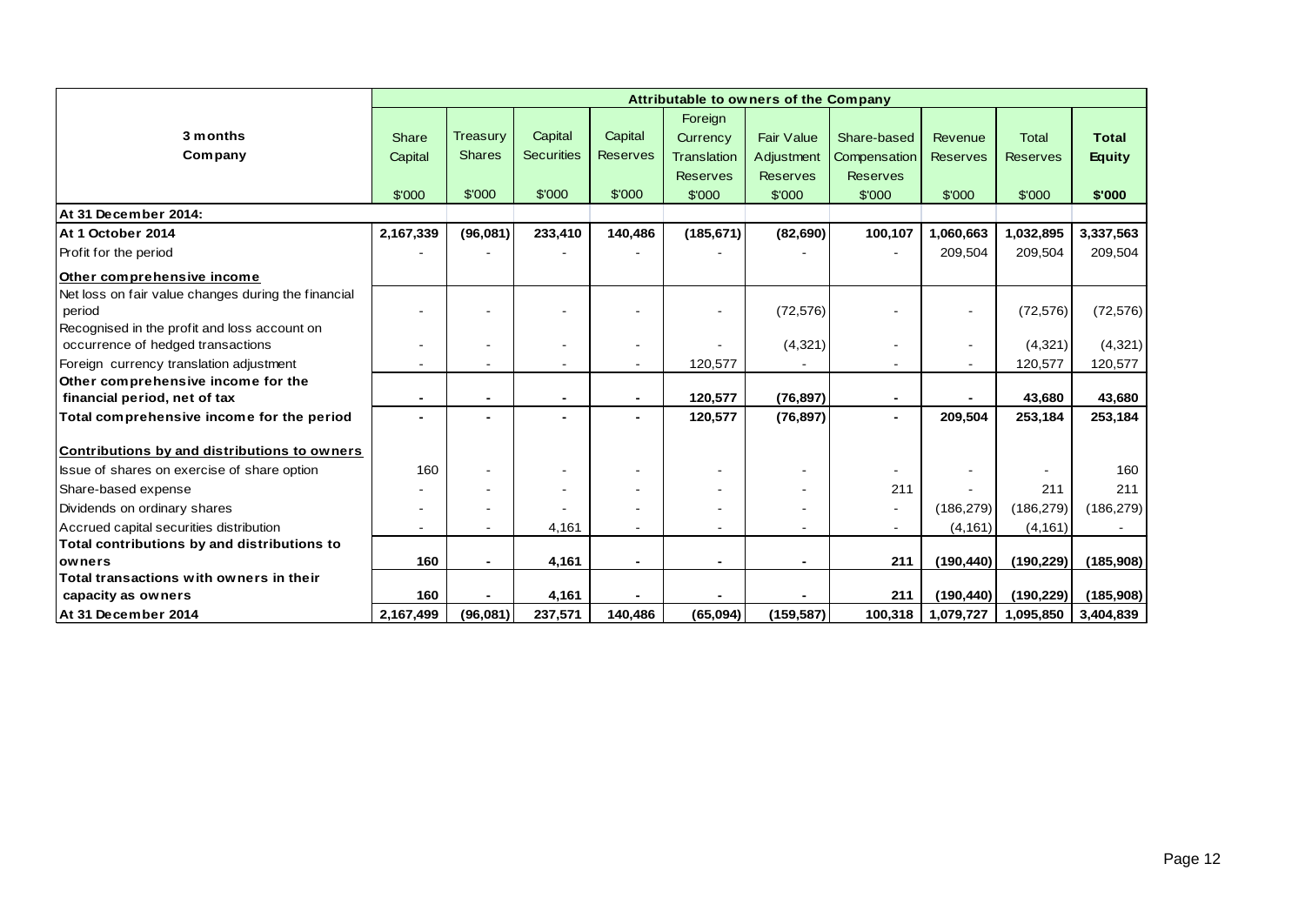| 3 months Company | Attributable to owners of the Company | | | | | | | | | |
|---|---|---|---|---|---|---|---|---|---|---|
| | Share Capital | Treasury Shares | Capital Securities | Capital Reserves | Foreign Currency Translation Reserves | Fair Value Adjustment Reserves | Share-based Compensation Reserves | Revenue Reserves | Total Reserves | **Total Equity** |
| | $'000 | $'000 | $'000 | $'000 | $'000 | $'000 | $'000 | $'000 | $'000 | **$'000** |
| **At 31 December 2014:** | | | | | | | | | | |
| **At 1 October 2014** | **2,167,339** | **(96,081)** | **233,410** | **140,486** | **(185,671)** | **(82,690)** | **100,107** | **1,060,663** | **1,032,895** | **3,337,563** |
| Profit for the period | - | - | - | - | - | - | - | 209,504 | 209,504 | 209,504 |
| **Other comprehensive income** | | | | | | | | | | |
| Net loss on fair value changes during the financial period | - | - | - | - | - | (72,576) | - | - | (72,576) | (72,576) |
| Recognised in the profit and loss account on occurrence of hedged transactions | - | - | - | - | - | (4,321) | - | - | (4,321) | (4,321) |
| Foreign currency translation adjustment | - | - | - | - | 120,577 | - | - | - | 120,577 | 120,577 |
| **Other comprehensive income for the financial period, net of tax** | **-** | **-** | **-** | **-** | **120,577** | **(76,897)** | **-** | **-** | **43,680** | **43,680** |
| **Total comprehensive income for the period** | **-** | **-** | **-** | **-** | **120,577** | **(76,897)** | **-** | **209,504** | **253,184** | **253,184** |
| **Contributions by and distributions to owners** | | | | | | | | | | |
| Issue of shares on exercise of share option | 160 | - | - | - | - | - | - | - | - | 160 |
| Share-based expense | - | - | - | - | - | - | 211 | - | 211 | 211 |
| Dividends on ordinary shares | - | - | - | - | - | - | - | (186,279) | (186,279) | (186,279) |
| Accrued capital securities distribution | - | - | 4,161 | - | - | - | - | (4,161) | (4,161) | - |
| **Total contributions by and distributions to owners** | **160** | **-** | **4,161** | **-** | **-** | **-** | **211** | **(190,440)** | **(190,229)** | **(185,908)** |
| **Total transactions with owners in their capacity as owners** | **160** | **-** | **4,161** | **-** | **-** | **-** | **211** | **(190,440)** | **(190,229)** | **(185,908)** |
| **At 31 December 2014** | **2,167,499** | **(96,081)** | **237,571** | **140,486** | **(65,094)** | **(159,587)** | **100,318** | **1,079,727** | **1,095,850** | **3,404,839** |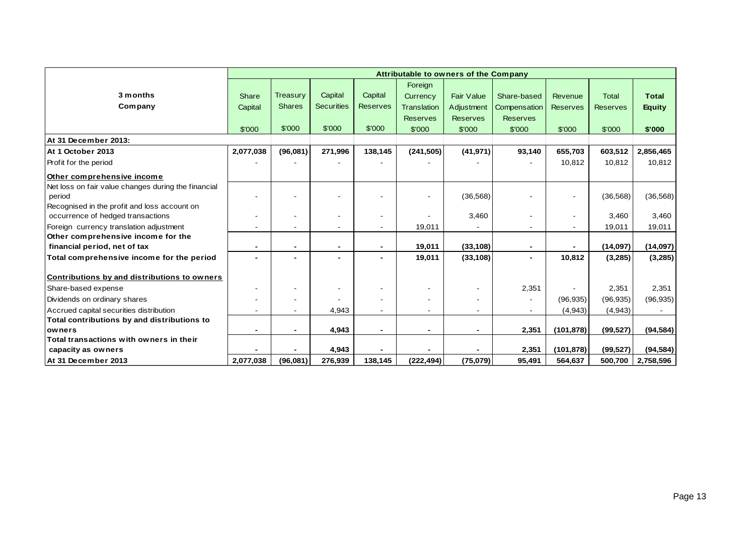| 3 months<br>Company | Attributable to owners of the Company | | | | | | | | | |
|---|---|---|---|---|---|---|---|---|---|---|
| | Share Capital | Treasury Shares | Capital Securities | Capital Reserves | Foreign Currency Translation Reserves | Fair Value Adjustment Reserves | Share-based Compensation Reserves | Revenue Reserves | Total Reserves | **Total Equity** |
| | $'000 | $'000 | $'000 | $'000 | $'000 | $'000 | $'000 | $'000 | $'000 | **$'000** |
| **At 31 December 2013:** | | | | | | | | | | |
| **At 1 October 2013** | **2,077,038** | **(96,081)** | **271,996** | **138,145** | **(241,505)** | **(41,971)** | **93,140** | **655,703** | **603,512** | **2,856,465** |
| Profit for the period | - | - | - | - | - | - | - | 10,812 | 10,812 | 10,812 |
| **Other comprehensive income** | | | | | | | | | | |
| Net loss on fair value changes during the financial period | - | - | - | - | - | (36,568) | - | - | (36,568) | (36,568) |
| Recognised in the profit and loss account on occurrence of hedged transactions | - | - | - | - | - | 3,460 | - | - | 3,460 | 3,460 |
| Foreign currency translation adjustment | - | - | - | - | 19,011 | - | - | - | 19,011 | 19,011 |
| **Other comprehensive income for the financial period, net of tax** | **-** | **-** | **-** | **-** | **19,011** | **(33,108)** | **-** | **-** | **(14,097)** | **(14,097)** |
| **Total comprehensive income for the period** | **-** | **-** | **-** | **-** | **19,011** | **(33,108)** | **-** | **10,812** | **(3,285)** | **(3,285)** |
| **Contributions by and distributions to owners** | | | | | | | | | | |
| Share-based expense | - | - | - | - | - | - | 2,351 | - | 2,351 | 2,351 |
| Dividends on ordinary shares | - | - | - | - | - | - | - | (96,935) | (96,935) | (96,935) |
| Accrued capital securities distribution | - | - | 4,943 | - | - | - | - | (4,943) | (4,943) | - |
| **Total contributions by and distributions to owners** | **-** | **-** | **4,943** | **-** | **-** | **-** | **2,351** | **(101,878)** | **(99,527)** | **(94,584)** |
| **Total transactions with owners in their capacity as owners** | **-** | **-** | **4,943** | **-** | **-** | **-** | **2,351** | **(101,878)** | **(99,527)** | **(94,584)** |
| **At 31 December 2013** | **2,077,038** | **(96,081)** | **276,939** | **138,145** | **(222,494)** | **(75,079)** | **95,491** | **564,637** | **500,700** | **2,758,596** |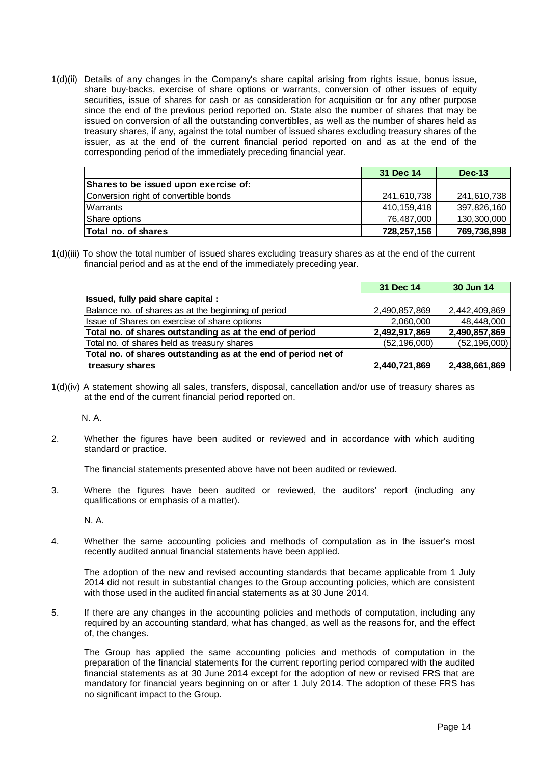1(d)(ii) Details of any changes in the Company's share capital arising from rights issue, bonus issue, share buy-backs, exercise of share options or warrants, conversion of other issues of equity securities, issue of shares for cash or as consideration for acquisition or for any other purpose since the end of the previous period reported on. State also the number of shares that may be issued on conversion of all the outstanding convertibles, as well as the number of shares held as treasury shares, if any, against the total number of issued shares excluding treasury shares of the issuer, as at the end of the current financial period reported on and as at the end of the corresponding period of the immediately preceding financial year.

| | 31 Dec 14 | Dec-13 |
|---|---|---|
| **Shares to be issued upon exercise of:** | | |
| Conversion right of convertible bonds | 241,610,738 | 241,610,738 |
| Warrants | 410,159,418 | 397,826,160 |
| Share options | 76,487,000 | 130,300,000 |
| **Total no. of shares** | **728,257,156** | **769,736,898** |

1(d)(iii) To show the total number of issued shares excluding treasury shares as at the end of the current financial period and as at the end of the immediately preceding year.

| | 31 Dec 14 | 30 Jun 14 |
|---|---|---|
| **Issued, fully paid share capital :** | | |
| Balance no. of shares as at the beginning of period | 2,490,857,869 | 2,442,409,869 |
| Issue of Shares on exercise of share options | 2,060,000 | 48,448,000 |
| **Total no. of shares outstanding as at the end of period** | **2,492,917,869** | **2,490,857,869** |
| Total no. of shares held as treasury shares | (52,196,000) | (52,196,000) |
| **Total no. of shares outstanding as at the end of period net of treasury shares** | **2,440,721,869** | **2,438,661,869** |

1(d)(iv) A statement showing all sales, transfers, disposal, cancellation and/or use of treasury shares as at the end of the current financial period reported on.

N. A.

2. Whether the figures have been audited or reviewed and in accordance with which auditing standard or practice.

The financial statements presented above have not been audited or reviewed.

3. Where the figures have been audited or reviewed, the auditors' report (including any qualifications or emphasis of a matter).

N. A.

4. Whether the same accounting policies and methods of computation as in the issuer's most recently audited annual financial statements have been applied.

The adoption of the new and revised accounting standards that became applicable from 1 July 2014 did not result in substantial changes to the Group accounting policies, which are consistent with those used in the audited financial statements as at 30 June 2014.

5. If there are any changes in the accounting policies and methods of computation, including any required by an accounting standard, what has changed, as well as the reasons for, and the effect of, the changes.

The Group has applied the same accounting policies and methods of computation in the preparation of the financial statements for the current reporting period compared with the audited financial statements as at 30 June 2014 except for the adoption of new or revised FRS that are mandatory for financial years beginning on or after 1 July 2014. The adoption of these FRS has no significant impact to the Group.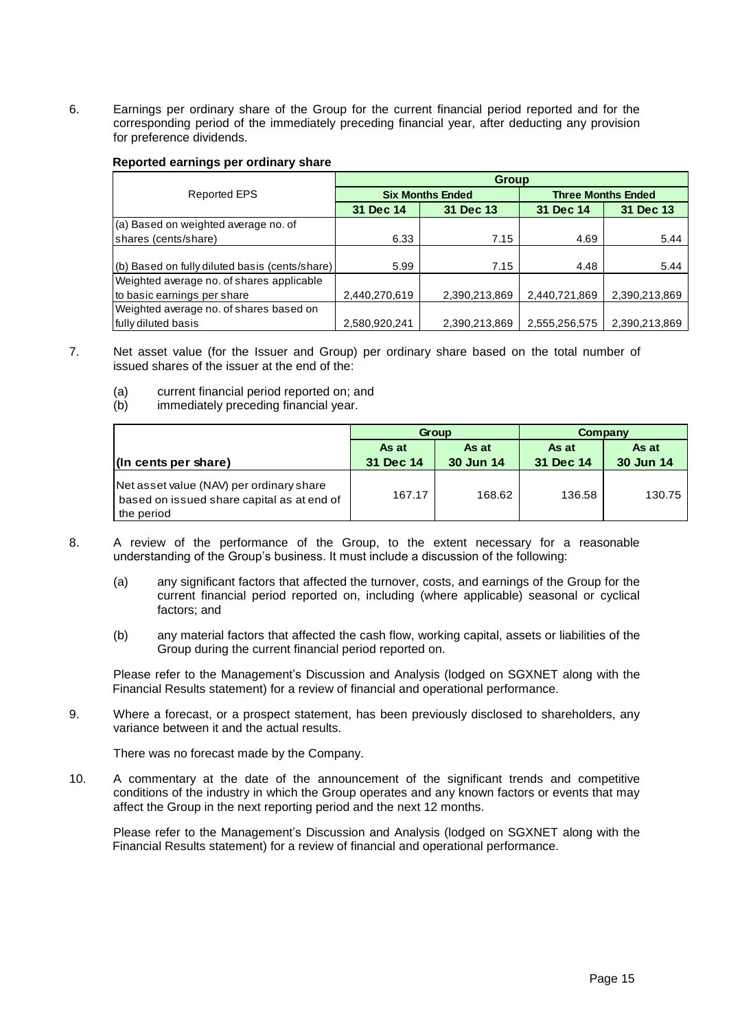6. Earnings per ordinary share of the Group for the current financial period reported and for the corresponding period of the immediately preceding financial year, after deducting any provision for preference dividends.

**Reported earnings per ordinary share**

| Reported EPS | Group | | | |
|---|---|---|---|---|
| | **Six Months Ended** | | **Three Months Ended** | |
| | **31 Dec 14** | **31 Dec 13** | **31 Dec 14** | **31 Dec 13** |
| (a) Based on weighted average no. of shares (cents/share) | 6.33 | 7.15 | 4.69 | 5.44 |
| (b) Based on fully diluted basis (cents/share) | 5.99 | 7.15 | 4.48 | 5.44 |
| Weighted average no. of shares applicable to basic earnings per share | 2,440,270,619 | 2,390,213,869 | 2,440,721,869 | 2,390,213,869 |
| Weighted average no. of shares based on fully diluted basis | 2,580,920,241 | 2,390,213,869 | 2,555,256,575 | 2,390,213,869 |

7. Net asset value (for the Issuer and Group) per ordinary share based on the total number of issued shares of the issuer at the end of the:

(a) current financial period reported on; and
(b) immediately preceding financial year.

| | **Group** | | **Company** | |
|---|---|---|---|---|
| **(In cents per share)** | **As at 31 Dec 14** | **As at 30 Jun 14** | **As at 31 Dec 14** | **As at 30 Jun 14** |
| Net asset value (NAV) per ordinary share based on issued share capital as at end of the period | 167.17 | 168.62 | 136.58 | 130.75 |

8. A review of the performance of the Group, to the extent necessary for a reasonable understanding of the Group's business. It must include a discussion of the following:

(a) any significant factors that affected the turnover, costs, and earnings of the Group for the current financial period reported on, including (where applicable) seasonal or cyclical factors; and

(b) any material factors that affected the cash flow, working capital, assets or liabilities of the Group during the current financial period reported on.

Please refer to the Management's Discussion and Analysis (lodged on SGXNET along with the Financial Results statement) for a review of financial and operational performance.

9. Where a forecast, or a prospect statement, has been previously disclosed to shareholders, any variance between it and the actual results.

There was no forecast made by the Company.

10. A commentary at the date of the announcement of the significant trends and competitive conditions of the industry in which the Group operates and any known factors or events that may affect the Group in the next reporting period and the next 12 months.

Please refer to the Management's Discussion and Analysis (lodged on SGXNET along with the Financial Results statement) for a review of financial and operational performance.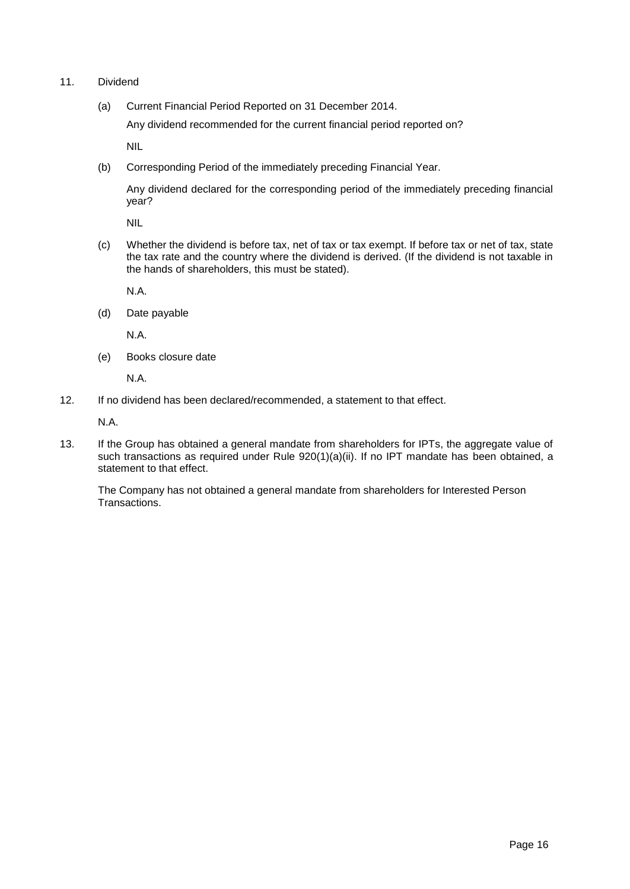11. Dividend

    (a) Current Financial Period Reported on 31 December 2014.

    Any dividend recommended for the current financial period reported on?

    NIL

    (b) Corresponding Period of the immediately preceding Financial Year.

    Any dividend declared for the corresponding period of the immediately preceding financial year?

    NIL

    (c) Whether the dividend is before tax, net of tax or tax exempt. If before tax or net of tax, state the tax rate and the country where the dividend is derived. (If the dividend is not taxable in the hands of shareholders, this must be stated).

    N.A.

    (d) Date payable

    N.A.

    (e) Books closure date

    N.A.

12. If no dividend has been declared/recommended, a statement to that effect.

    N.A.

13. If the Group has obtained a general mandate from shareholders for IPTs, the aggregate value of such transactions as required under Rule 920(1)(a)(ii). If no IPT mandate has been obtained, a statement to that effect.

    The Company has not obtained a general mandate from shareholders for Interested Person Transactions.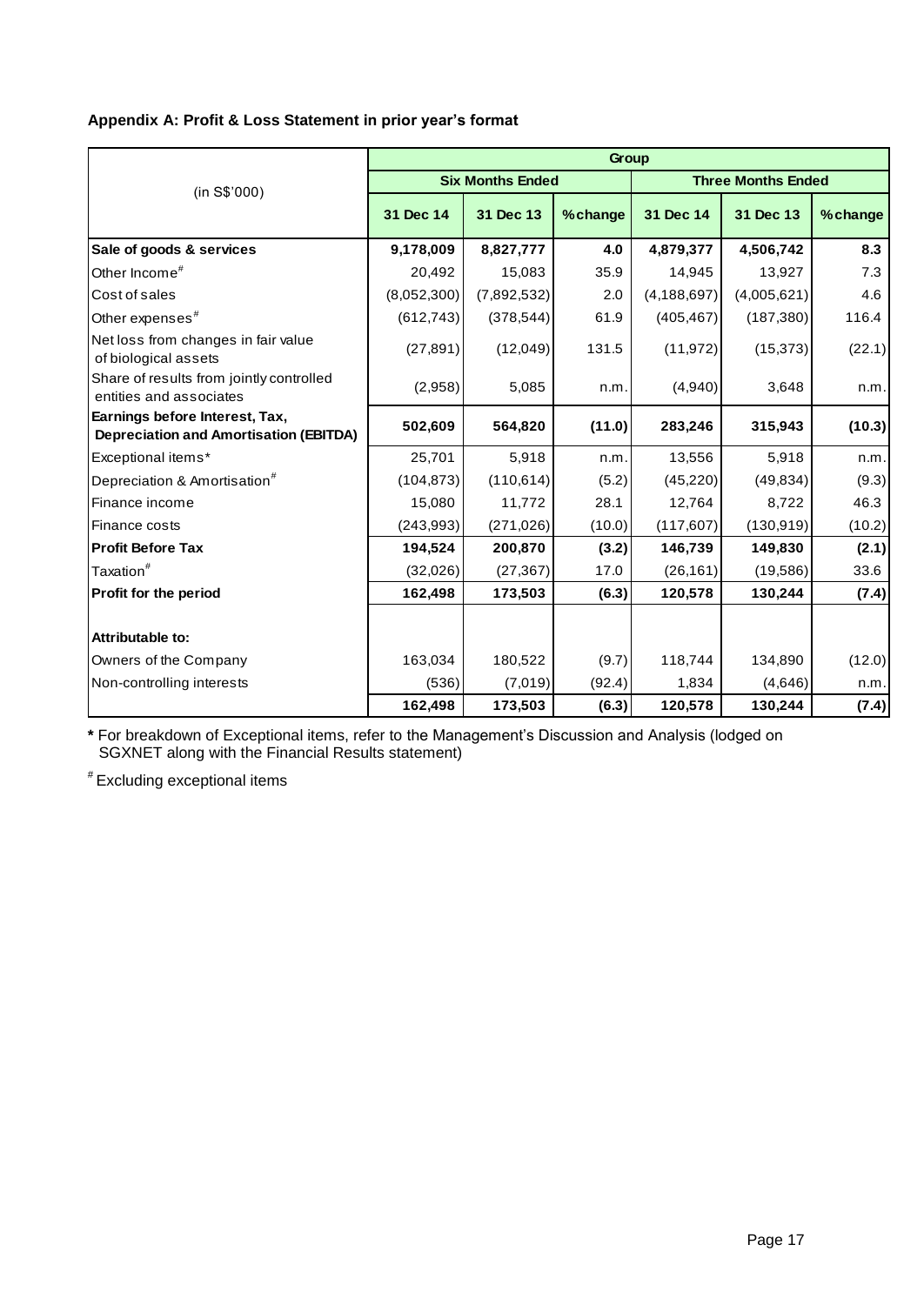**Appendix A: Profit & Loss Statement in prior year's format**

| (in S$'000) | Group | | | | | |
|---|---|---|---|---|---|---|
| | Six Months Ended | | | Three Months Ended | | |
| | 31 Dec 14 | 31 Dec 13 | %change | 31 Dec 14 | 31 Dec 13 | %change |
| **Sale of goods & services** | **9,178,009** | **8,827,777** | **4.0** | **4,879,377** | **4,506,742** | **8.3** |
| Other Income# | 20,492 | 15,083 | 35.9 | 14,945 | 13,927 | 7.3 |
| Cost of sales | (8,052,300) | (7,892,532) | 2.0 | (4,188,697) | (4,005,621) | 4.6 |
| Other expenses# | (612,743) | (378,544) | 61.9 | (405,467) | (187,380) | 116.4 |
| Net loss from changes in fair value of biological assets | (27,891) | (12,049) | 131.5 | (11,972) | (15,373) | (22.1) |
| Share of results from jointly controlled entities and associates | (2,958) | 5,085 | n.m. | (4,940) | 3,648 | n.m. |
| **Earnings before Interest, Tax, Depreciation and Amortisation (EBITDA)** | **502,609** | **564,820** | **(11.0)** | **283,246** | **315,943** | **(10.3)** |
| Exceptional items* | 25,701 | 5,918 | n.m. | 13,556 | 5,918 | n.m. |
| Depreciation & Amortisation# | (104,873) | (110,614) | (5.2) | (45,220) | (49,834) | (9.3) |
| Finance income | 15,080 | 11,772 | 28.1 | 12,764 | 8,722 | 46.3 |
| Finance costs | (243,993) | (271,026) | (10.0) | (117,607) | (130,919) | (10.2) |
| **Profit Before Tax** | **194,524** | **200,870** | **(3.2)** | **146,739** | **149,830** | **(2.1)** |
| Taxation# | (32,026) | (27,367) | 17.0 | (26,161) | (19,586) | 33.6 |
| **Profit for the period** | **162,498** | **173,503** | **(6.3)** | **120,578** | **130,244** | **(7.4)** |
| | | | | | | |
| **Attributable to:** | | | | | | |
| Owners of the Company | 163,034 | 180,522 | (9.7) | 118,744 | 134,890 | (12.0) |
| Non-controlling interests | (536) | (7,019) | (92.4) | 1,834 | (4,646) | n.m. |
| | **162,498** | **173,503** | **(6.3)** | **120,578** | **130,244** | **(7.4)** |

**\*** For breakdown of Exceptional items, refer to the Management's Discussion and Analysis (lodged on SGXNET along with the Financial Results statement)

# Excluding exceptional items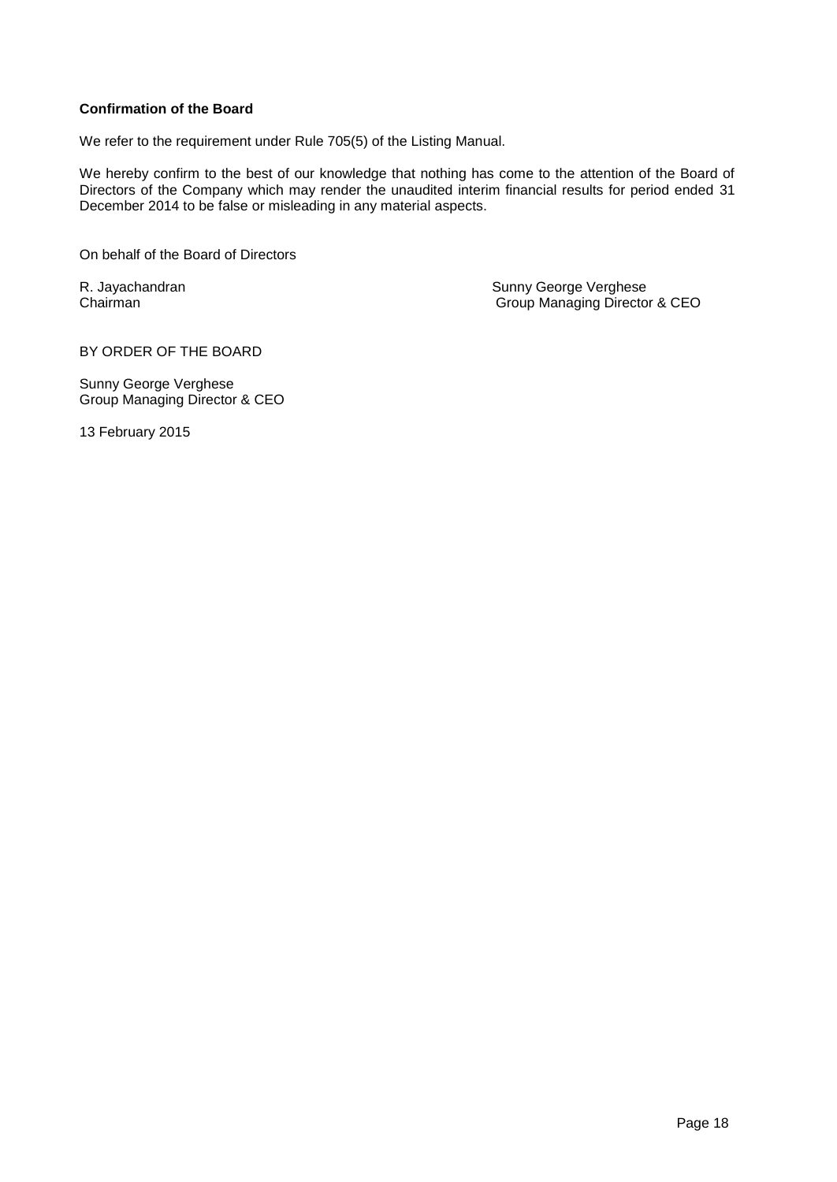**Confirmation of the Board**

We refer to the requirement under Rule 705(5) of the Listing Manual.

We hereby confirm to the best of our knowledge that nothing has come to the attention of the Board of Directors of the Company which may render the unaudited interim financial results for period ended 31 December 2014 to be false or misleading in any material aspects.

On behalf of the Board of Directors

R. Jayachandran
Chairman

Sunny George Verghese
Group Managing Director & CEO

BY ORDER OF THE BOARD

Sunny George Verghese
Group Managing Director & CEO

13 February 2015